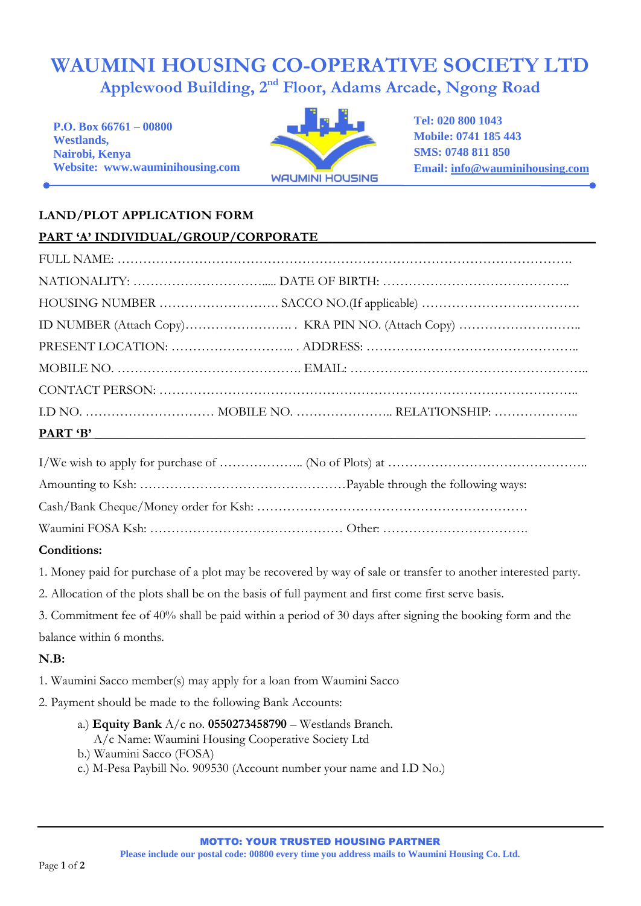# WAUMINI HOUSING CO-OPERATIVE SOCIETY LTD

## Applewood Building, 2nd Floor, Adams Arcade, Ngong Road

**P.O. Box 66761 – 00800**
**Westlands,**
**Nairobi, Kenya**
**Website: www.wauminihousing.com**

WAUMINI HOUSING

**Tel: 020 800 1043**
**Mobile: 0741 185 443**
**SMS: 0748 811 850**
**Email: info@wauminihousing.com**

---

**LAND/PLOT APPLICATION FORM**

**PART 'A' INDIVIDUAL/GROUP/CORPORATE**

FULL NAME: ……………………………………………………………………………………………….

NATIONALITY: ……………………………..... DATE OF BIRTH: ……………………………………..

HOUSING NUMBER ………………………. SACCO NO.(If applicable) ……………………………….

ID NUMBER (Attach Copy)……………………. . KRA PIN NO. (Attach Copy) ………………………..

PRESENT LOCATION: ……………………….. . ADDRESS: …………………………………………..

MOBILE NO. ……………………………………. EMAIL: ………………………………………………..

CONTACT PERSON: ………………………………………………………………………………..

I.D NO. ………………………… MOBILE NO. ………………….. RELATIONSHIP: ………………..

**PART 'B'**

I/We wish to apply for purchase of ……………….. (No of Plots) at ………………………………………..

Amounting to Ksh: …………………………………………Payable through the following ways:

Cash/Bank Cheque/Money order for Ksh: ……………………………………………………

Waumini FOSA Ksh: ……………………………………… Other: …………………………….

**Conditions:**

1. Money paid for purchase of a plot may be recovered by way of sale or transfer to another interested party.
2. Allocation of the plots shall be on the basis of full payment and first come first serve basis.
3. Commitment fee of 40% shall be paid within a period of 30 days after signing the booking form and the balance within 6 months.

**N.B:**

1. Waumini Sacco member(s) may apply for a loan from Waumini Sacco
2. Payment should be made to the following Bank Accounts:
   a.) **Equity Bank** A/c no. **0550273458790** – Westlands Branch.
       A/c Name: Waumini Housing Cooperative Society Ltd
   b.) Waumini Sacco (FOSA)
   c.) M-Pesa Paybill No. 909530 (Account number your name and I.D No.)

---

**MOTTO: YOUR TRUSTED HOUSING PARTNER**

**Please include our postal code: 00800 every time you address mails to Waumini Housing Co. Ltd.**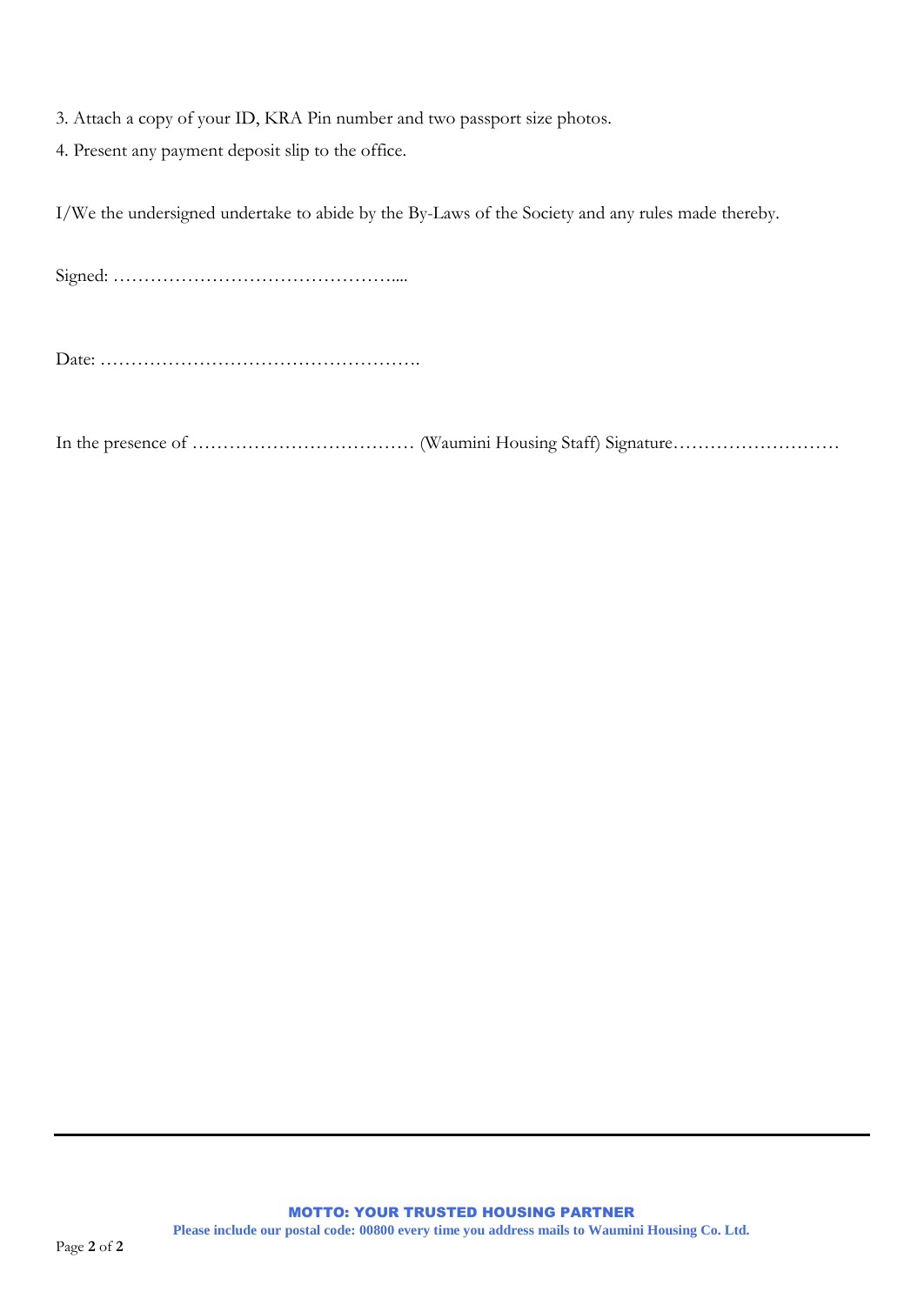3. Attach a copy of your ID, KRA Pin number and two passport size photos.

4. Present any payment deposit slip to the office.

I/We the undersigned undertake to abide by the By-Laws of the Society and any rules made thereby.

Signed: ………………………………………....

Date: …………………………………………….

In the presence of ……………………………… (Waumini Housing Staff) Signature………………………

**MOTTO: YOUR TRUSTED HOUSING PARTNER**

**Please include our postal code: 00800 every time you address mails to Waumini Housing Co. Ltd.**